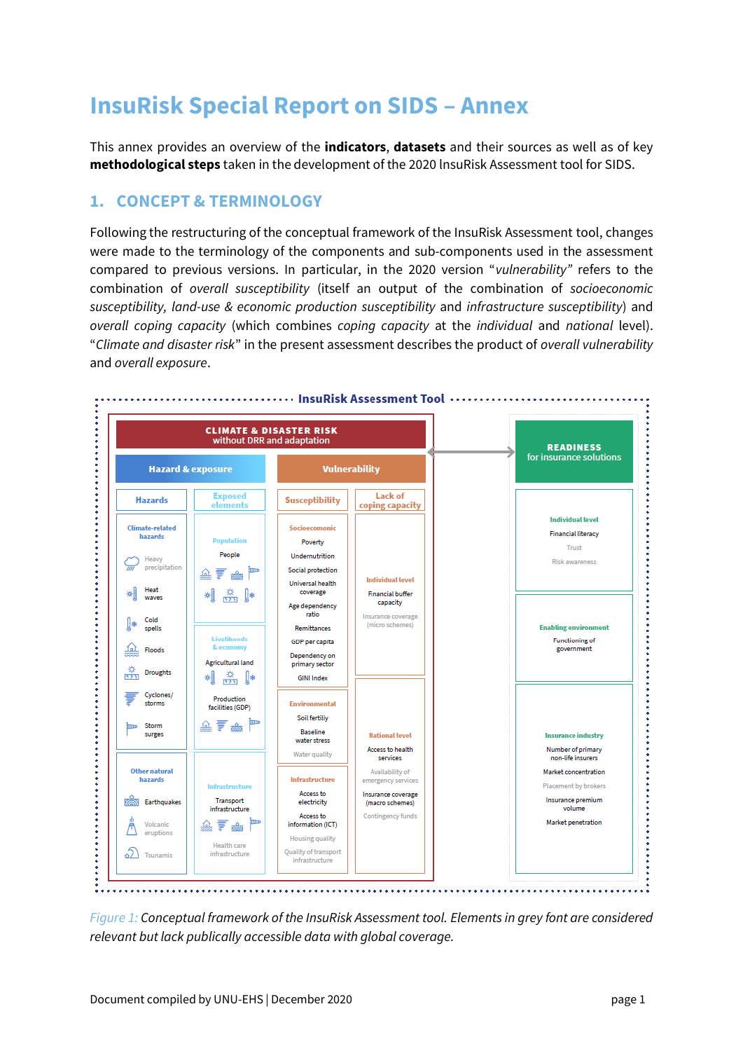# InsuRisk Special Report on SIDS – Annex

This annex provides an overview of the **indicators**, **datasets** and their sources as well as of key **methodological steps** taken in the development of the 2020 InsuRisk Assessment tool for SIDS.

## 1. CONCEPT & TERMINOLOGY

Following the restructuring of the conceptual framework of the InsuRisk Assessment tool, changes were made to the terminology of the components and sub-components used in the assessment compared to previous versions. In particular, in the 2020 version "*vulnerability*" refers to the combination of *overall susceptibility* (itself an output of the combination of *socioeconomic susceptibility, land-use & economic production susceptibility* and *infrastructure susceptibility*) and *overall coping capacity* (which combines *coping capacity* at the *individual* and *national* level). "*Climate and disaster risk*" in the present assessment describes the product of *overall vulnerability* and *overall exposure*.

**InsuRisk Assessment Tool**

**CLIMATE & DISASTER RISK** without DRR and adaptation

- **Hazard & exposure**
  - **Hazards**
    - Climate-related hazards: Heavy precipitation; Heat waves; Cold spells; Floods; Droughts; Cyclones/storms; Storm surges
    - Other natural hazards: Earthquakes; Volcanic eruptions; Tsunamis
  - **Exposed elements**
    - Population: People
    - Livelihoods & economy: Agricultural land; Production facilities (GDP)
    - Infrastructure: Transport infrastructure; Health care infrastructure
- **Vulnerability**
  - **Susceptibility**
    - Socioecomonic: Poverty; Undernutrition; Social protection; Universal health coverage; Age dependency ratio; Remittances; GDP per capita; Dependency on primary sector; GINI Index
    - Environmental: Soil fertiliy; Baseline water stress; Water quality
    - Infrastructure: Access to electricity; Access to information (ICT); Housing quality; Quality of transport infrastructure
  - **Lack of coping capacity**
    - Individual level: Financial buffer capacity; Insurance coverage (micro schemes)
    - National level: Access to health services; Availability of emergency services; Insurance coverage (macro schemes); Contingency funds

**READINESS** for insurance solutions

- Individual level: Financial literacy; Trust; Risk awareness
- Enabling environment: Functioning of government
- Insurance industry: Number of primary non-life insurers; Market concentration; Placement by brokers; Insurance premium volume; Market penetration

*Figure 1: Conceptual framework of the InsuRisk Assessment tool. Elements in grey font are considered relevant but lack publically accessible data with global coverage.*

Document compiled by UNU-EHS | December 2020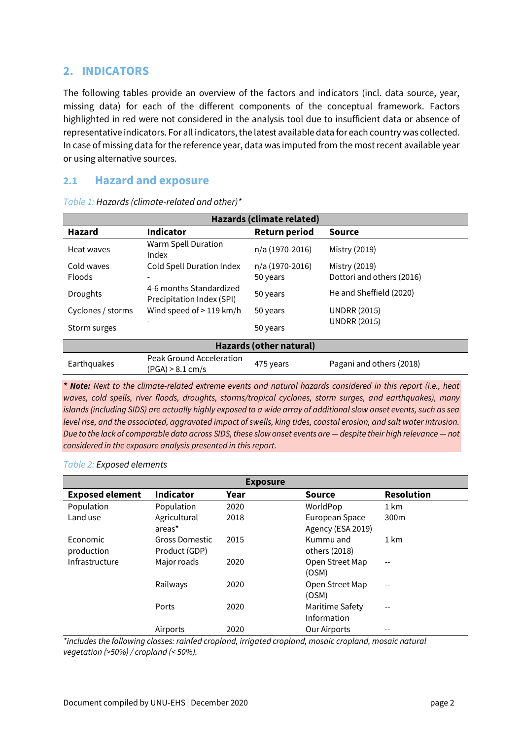## 2. INDICATORS

The following tables provide an overview of the factors and indicators (incl. data source, year, missing data) for each of the different components of the conceptual framework. Factors highlighted in red were not considered in the analysis tool due to insufficient data or absence of representative indicators. For all indicators, the latest available data for each country was collected. In case of missing data for the reference year, data was imputed from the most recent available year or using alternative sources.

### 2.1 Hazard and exposure

*Table 1: Hazards (climate-related and other)**

| Hazards (climate related) | | | |
|---|---|---|---|
| **Hazard** | **Indicator** | **Return period** | **Source** |
| Heat waves | Warm Spell Duration Index | n/a (1970-2016) | Mistry (2019) |
| Cold waves | Cold Spell Duration Index | n/a (1970-2016) | Mistry (2019) |
| Floods | - | 50 years | Dottori and others (2016) |
| Droughts | 4-6 months Standardized Precipitation Index (SPI) | 50 years | He and Sheffield (2020) |
| Cyclones / storms | Wind speed of > 119 km/h | 50 years | UNDRR (2015) |
| Storm surges | - | 50 years | UNDRR (2015) |
| **Hazards (other natural)** | | | |
| Earthquakes | Peak Ground Acceleration (PGA) > 8.1 cm/s | 475 years | Pagani and others (2018) |

***Note:** Next to the climate-related extreme events and natural hazards considered in this report (i.e., heat waves, cold spells, river floods, droughts, storms/tropical cyclones, storm surges, and earthquakes), many islands (including SIDS) are actually highly exposed to a wide array of additional slow onset events, such as sea level rise, and the associated, aggravated impact of swells, king tides, coastal erosion, and salt water intrusion. Due to the lack of comparable data across SIDS, these slow onset events are — despite their high relevance — not considered in the exposure analysis presented in this report.*

*Table 2: Exposed elements*

| Exposure | | | | |
|---|---|---|---|---|
| **Exposed element** | **Indicator** | **Year** | **Source** | **Resolution** |
| Population | Population | 2020 | WorldPop | 1 km |
| Land use | Agricultural areas* | 2018 | European Space Agency (ESA 2019) | 300m |
| Economic production | Gross Domestic Product (GDP) | 2015 | Kummu and others (2018) | 1 km |
| Infrastructure | Major roads | 2020 | Open Street Map (OSM) | -- |
| | Railways | 2020 | Open Street Map (OSM) | -- |
| | Ports | 2020 | Maritime Safety Information | -- |
| | Airports | 2020 | Our Airports | -- |

*includes the following classes: rainfed cropland, irrigated cropland, mosaic cropland, mosaic natural vegetation (>50%) / cropland (< 50%).*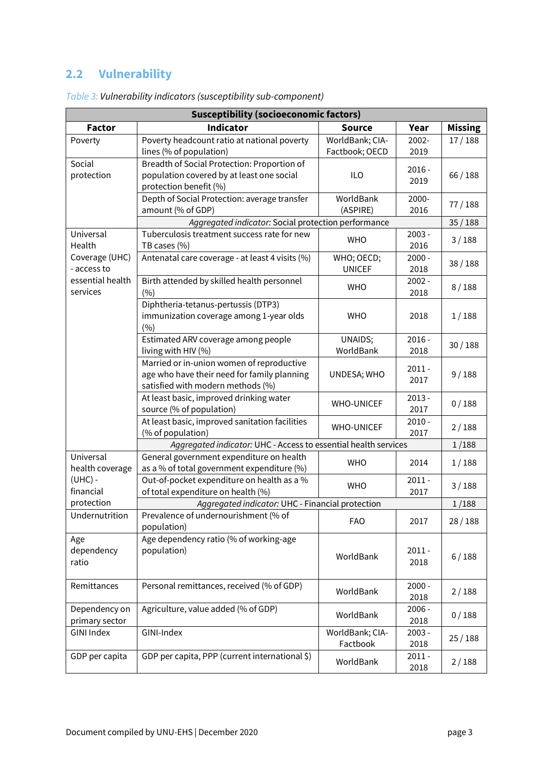## 2.2 Vulnerability

*Table 3: Vulnerability indicators (susceptibility sub-component)*

| **Susceptibility (socioeconomic factors)** | | | | |
|---|---|---|---|---|
| **Factor** | **Indicator** | **Source** | **Year** | **Missing** |
| Poverty | Poverty headcount ratio at national poverty lines (% of population) | WorldBank; CIA-Factbook; OECD | 2002-2019 | 17 / 188 |
| Social protection | Breadth of Social Protection: Proportion of population covered by at least one social protection benefit (%) | ILO | 2016 - 2019 | 66 / 188 |
| | Depth of Social Protection: average transfer amount (% of GDP) | WorldBank (ASPIRE) | 2000-2016 | 77 / 188 |
| | *Aggregated indicator:* Social protection performance | | | 35 / 188 |
| Universal Health Coverage (UHC) - access to essential health services | Tuberculosis treatment success rate for new TB cases (%) | WHO | 2003 - 2016 | 3 / 188 |
| | Antenatal care coverage - at least 4 visits (%) | WHO; OECD; UNICEF | 2000 - 2018 | 38 / 188 |
| | Birth attended by skilled health personnel (%) | WHO | 2002 - 2018 | 8 / 188 |
| | Diphtheria-tetanus-pertussis (DTP3) immunization coverage among 1-year olds (%) | WHO | 2018 | 1 / 188 |
| | Estimated ARV coverage among people living with HIV (%) | UNAIDS; WorldBank | 2016 - 2018 | 30 / 188 |
| | Married or in-union women of reproductive age who have their need for family planning satisfied with modern methods (%) | UNDESA; WHO | 2011 - 2017 | 9 / 188 |
| | At least basic, improved drinking water source (% of population) | WHO-UNICEF | 2013 - 2017 | 0 / 188 |
| | At least basic, improved sanitation facilities (% of population) | WHO-UNICEF | 2010 - 2017 | 2 / 188 |
| | *Aggregated indicator:* UHC - Access to essential health services | | | 1 /188 |
| Universal health coverage (UHC) - financial protection | General government expenditure on health as a % of total government expenditure (%) | WHO | 2014 | 1 / 188 |
| | Out-of-pocket expenditure on health as a % of total expenditure on health (%) | WHO | 2011 - 2017 | 3 / 188 |
| | *Aggregated indicator:* UHC - Financial protection | | | 1 /188 |
| Undernutrition | Prevalence of undernourishment (% of population) | FAO | 2017 | 28 / 188 |
| Age dependency ratio | Age dependency ratio (% of working-age population) | WorldBank | 2011 - 2018 | 6 / 188 |
| Remittances | Personal remittances, received (% of GDP) | WorldBank | 2000 - 2018 | 2 / 188 |
| Dependency on primary sector | Agriculture, value added (% of GDP) | WorldBank | 2006 - 2018 | 0 / 188 |
| GINI Index | GINI-Index | WorldBank; CIA-Factbook | 2003 - 2018 | 25 / 188 |
| GDP per capita | GDP per capita, PPP (current international $) | WorldBank | 2011 - 2018 | 2 / 188 |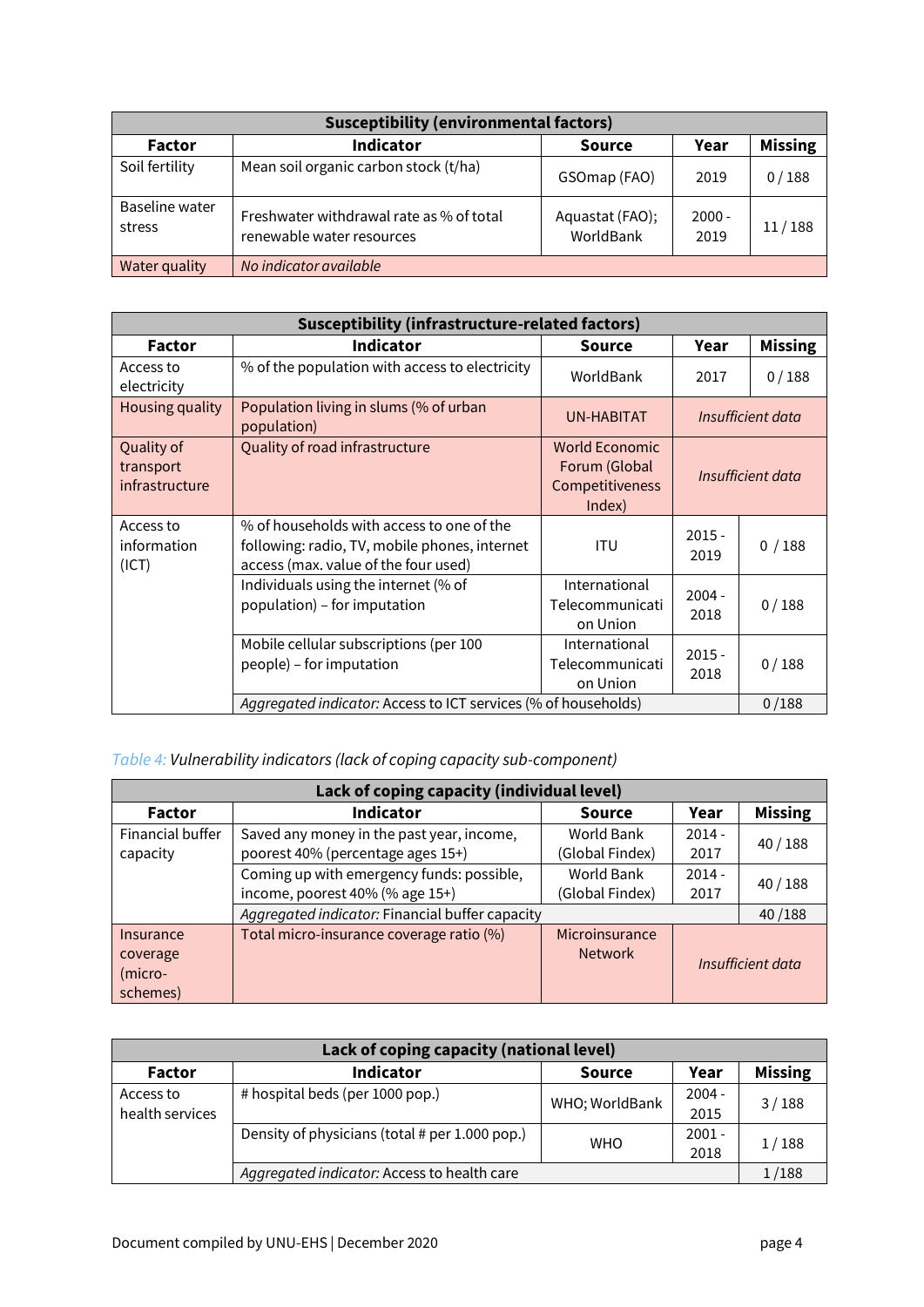| Susceptibility (environmental factors) | | | | |
|---|---|---|---|---|
| **Factor** | **Indicator** | **Source** | **Year** | **Missing** |
| Soil fertility | Mean soil organic carbon stock (t/ha) | GSOmap (FAO) | 2019 | 0 / 188 |
| Baseline water stress | Freshwater withdrawal rate as % of total renewable water resources | Aquastat (FAO); WorldBank | 2000 - 2019 | 11 / 188 |
| Water quality | *No indicator available* | | | |

| Susceptibility (infrastructure-related factors) | | | | |
|---|---|---|---|---|
| **Factor** | **Indicator** | **Source** | **Year** | **Missing** |
| Access to electricity | % of the population with access to electricity | WorldBank | 2017 | 0 / 188 |
| Housing quality | Population living in slums (% of urban population) | UN-HABITAT | *Insufficient data* | |
| Quality of transport infrastructure | Quality of road infrastructure | World Economic Forum (Global Competitiveness Index) | *Insufficient data* | |
| Access to information (ICT) | % of households with access to one of the following: radio, TV, mobile phones, internet access (max. value of the four used) | ITU | 2015 - 2019 | 0 / 188 |
| | Individuals using the internet (% of population) – for imputation | International Telecommunication Union | 2004 - 2018 | 0 / 188 |
| | Mobile cellular subscriptions (per 100 people) – for imputation | International Telecommunication Union | 2015 - 2018 | 0 / 188 |
| | *Aggregated indicator:* Access to ICT services (% of households) | | | 0 /188 |

*Table 4: Vulnerability indicators (lack of coping capacity sub-component)*

| Lack of coping capacity (individual level) | | | | |
|---|---|---|---|---|
| **Factor** | **Indicator** | **Source** | **Year** | **Missing** |
| Financial buffer capacity | Saved any money in the past year, income, poorest 40% (percentage ages 15+) | World Bank (Global Findex) | 2014 - 2017 | 40 / 188 |
| | Coming up with emergency funds: possible, income, poorest 40% (% age 15+) | World Bank (Global Findex) | 2014 - 2017 | 40 / 188 |
| | *Aggregated indicator:* Financial buffer capacity | | | 40 /188 |
| Insurance coverage (micro-schemes) | Total micro-insurance coverage ratio (%) | Microinsurance Network | *Insufficient data* | |

| Lack of coping capacity (national level) | | | | |
|---|---|---|---|---|
| **Factor** | **Indicator** | **Source** | **Year** | **Missing** |
| Access to health services | # hospital beds (per 1000 pop.) | WHO; WorldBank | 2004 - 2015 | 3 / 188 |
| | Density of physicians (total # per 1.000 pop.) | WHO | 2001 - 2018 | 1 / 188 |
| | *Aggregated indicator:* Access to health care | | | 1 /188 |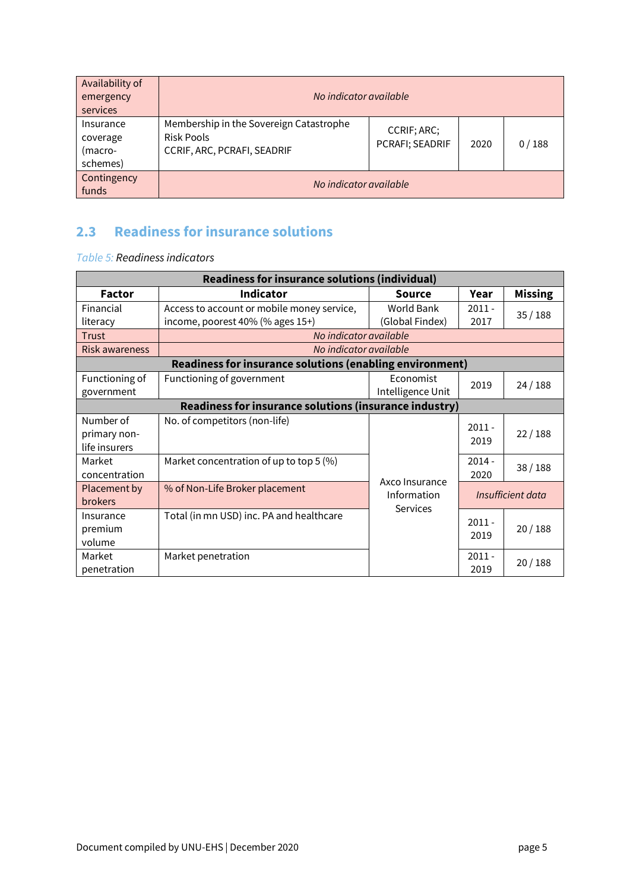| Availability of emergency services | *No indicator available* | | | |
|---|---|---|---|---|
| Insurance coverage (macro-schemes) | Membership in the Sovereign Catastrophe Risk Pools CCRIF, ARC, PCRAFI, SEADRIF | CCRIF; ARC; PCRAFI; SEADRIF | 2020 | 0 / 188 |
| Contingency funds | *No indicator available* | | | |

## 2.3 Readiness for insurance solutions

*Table 5: Readiness indicators*

| **Readiness for insurance solutions (individual)** | | | | |
|---|---|---|---|---|
| **Factor** | **Indicator** | **Source** | **Year** | **Missing** |
| Financial literacy | Access to account or mobile money service, income, poorest 40% (% ages 15+) | World Bank (Global Findex) | 2011 - 2017 | 35 / 188 |
| Trust | *No indicator available* | | | |
| Risk awareness | *No indicator available* | | | |
| **Readiness for insurance solutions (enabling environment)** | | | | |
| Functioning of government | Functioning of government | Economist Intelligence Unit | 2019 | 24 / 188 |
| **Readiness for insurance solutions (insurance industry)** | | | | |
| Number of primary non-life insurers | No. of competitors (non-life) | Axco Insurance Information Services | 2011 - 2019 | 22 / 188 |
| Market concentration | Market concentration of up to top 5 (%) | Axco Insurance Information Services | 2014 - 2020 | 38 / 188 |
| Placement by brokers | % of Non-Life Broker placement | Axco Insurance Information Services | *Insufficient data* | |
| Insurance premium volume | Total (in mn USD) inc. PA and healthcare | Axco Insurance Information Services | 2011 - 2019 | 20 / 188 |
| Market penetration | Market penetration | Axco Insurance Information Services | 2011 - 2019 | 20 / 188 |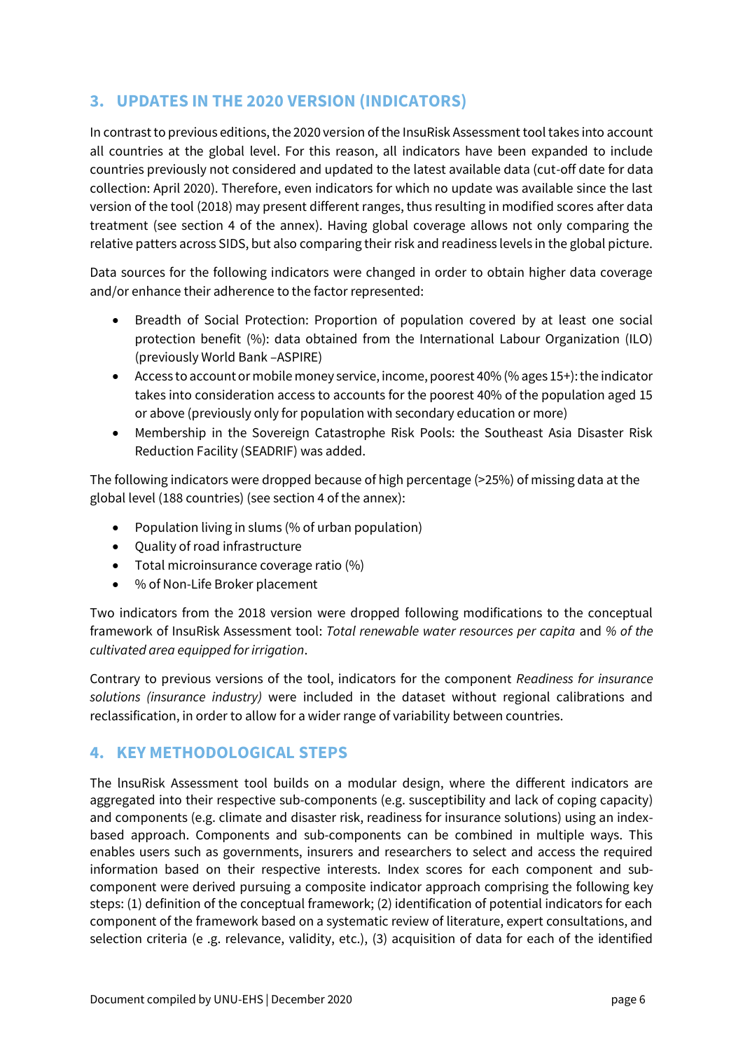## 3. UPDATES IN THE 2020 VERSION (INDICATORS)

In contrast to previous editions, the 2020 version of the InsuRisk Assessment tool takes into account all countries at the global level. For this reason, all indicators have been expanded to include countries previously not considered and updated to the latest available data (cut-off date for data collection: April 2020). Therefore, even indicators for which no update was available since the last version of the tool (2018) may present different ranges, thus resulting in modified scores after data treatment (see section 4 of the annex). Having global coverage allows not only comparing the relative patters across SIDS, but also comparing their risk and readiness levels in the global picture.

Data sources for the following indicators were changed in order to obtain higher data coverage and/or enhance their adherence to the factor represented:

- Breadth of Social Protection: Proportion of population covered by at least one social protection benefit (%): data obtained from the International Labour Organization (ILO) (previously World Bank –ASPIRE)
- Access to account or mobile money service, income, poorest 40% (% ages 15+): the indicator takes into consideration access to accounts for the poorest 40% of the population aged 15 or above (previously only for population with secondary education or more)
- Membership in the Sovereign Catastrophe Risk Pools: the Southeast Asia Disaster Risk Reduction Facility (SEADRIF) was added.

The following indicators were dropped because of high percentage (>25%) of missing data at the global level (188 countries) (see section 4 of the annex):

- Population living in slums (% of urban population)
- Quality of road infrastructure
- Total microinsurance coverage ratio (%)
- % of Non-Life Broker placement

Two indicators from the 2018 version were dropped following modifications to the conceptual framework of InsuRisk Assessment tool: *Total renewable water resources per capita* and *% of the cultivated area equipped for irrigation*.

Contrary to previous versions of the tool, indicators for the component *Readiness for insurance solutions (insurance industry)* were included in the dataset without regional calibrations and reclassification, in order to allow for a wider range of variability between countries.

## 4. KEY METHODOLOGICAL STEPS

The lnsuRisk Assessment tool builds on a modular design, where the different indicators are aggregated into their respective sub-components (e.g. susceptibility and lack of coping capacity) and components (e.g. climate and disaster risk, readiness for insurance solutions) using an index-based approach. Components and sub-components can be combined in multiple ways. This enables users such as governments, insurers and researchers to select and access the required information based on their respective interests. Index scores for each component and sub-component were derived pursuing a composite indicator approach comprising the following key steps: (1) definition of the conceptual framework; (2) identification of potential indicators for each component of the framework based on a systematic review of literature, expert consultations, and selection criteria (e .g. relevance, validity, etc.), (3) acquisition of data for each of the identified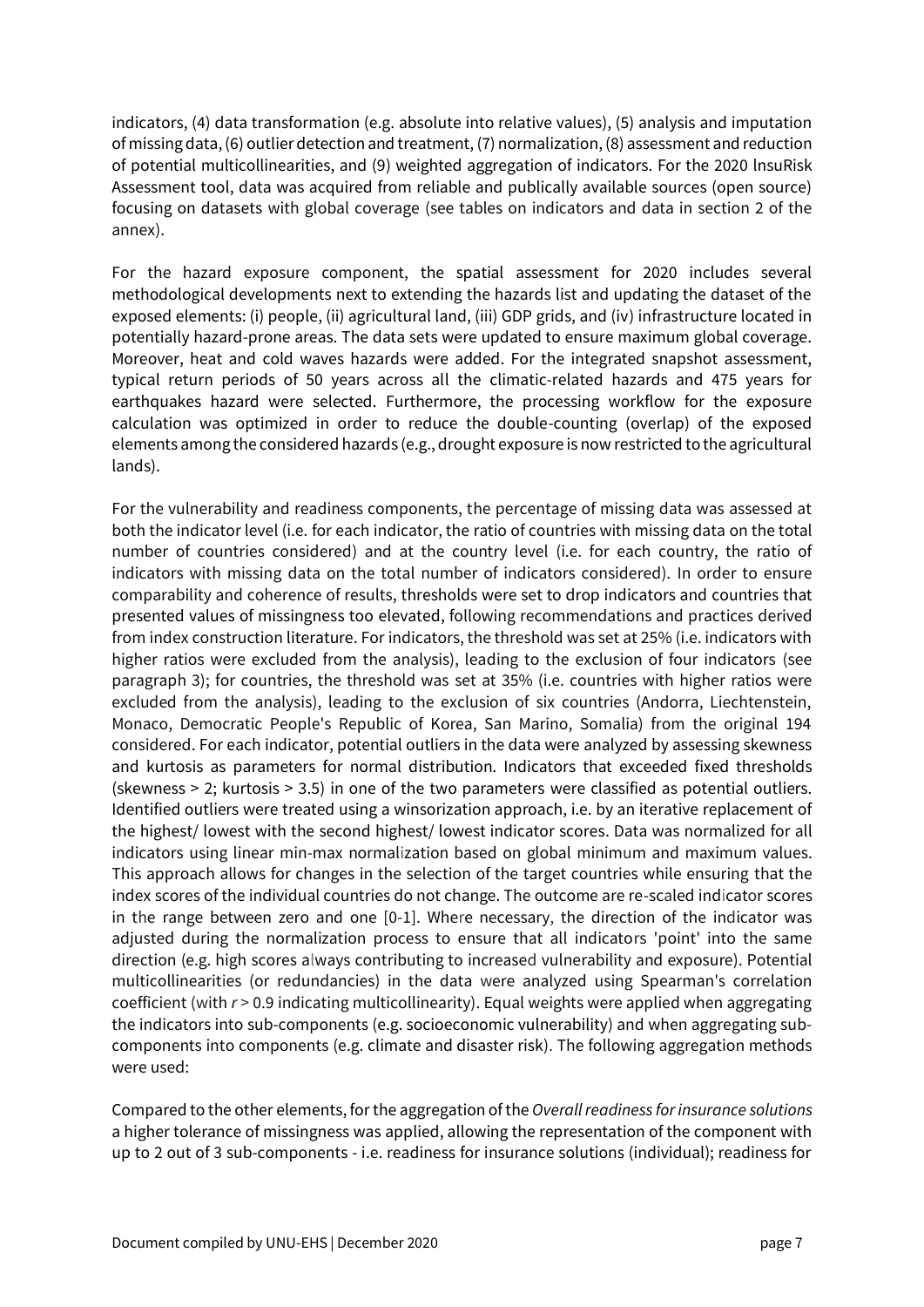indicators, (4) data transformation (e.g. absolute into relative values), (5) analysis and imputation of missing data, (6) outlier detection and treatment, (7) normalization, (8) assessment and reduction of potential multicollinearities, and (9) weighted aggregation of indicators. For the 2020 InsuRisk Assessment tool, data was acquired from reliable and publically available sources (open source) focusing on datasets with global coverage (see tables on indicators and data in section 2 of the annex).

For the hazard exposure component, the spatial assessment for 2020 includes several methodological developments next to extending the hazards list and updating the dataset of the exposed elements: (i) people, (ii) agricultural land, (iii) GDP grids, and (iv) infrastructure located in potentially hazard-prone areas. The data sets were updated to ensure maximum global coverage. Moreover, heat and cold waves hazards were added. For the integrated snapshot assessment, typical return periods of 50 years across all the climatic-related hazards and 475 years for earthquakes hazard were selected. Furthermore, the processing workflow for the exposure calculation was optimized in order to reduce the double-counting (overlap) of the exposed elements among the considered hazards (e.g., drought exposure is now restricted to the agricultural lands).

For the vulnerability and readiness components, the percentage of missing data was assessed at both the indicator level (i.e. for each indicator, the ratio of countries with missing data on the total number of countries considered) and at the country level (i.e. for each country, the ratio of indicators with missing data on the total number of indicators considered). In order to ensure comparability and coherence of results, thresholds were set to drop indicators and countries that presented values of missingness too elevated, following recommendations and practices derived from index construction literature. For indicators, the threshold was set at 25% (i.e. indicators with higher ratios were excluded from the analysis), leading to the exclusion of four indicators (see paragraph 3); for countries, the threshold was set at 35% (i.e. countries with higher ratios were excluded from the analysis), leading to the exclusion of six countries (Andorra, Liechtenstein, Monaco, Democratic People's Republic of Korea, San Marino, Somalia) from the original 194 considered. For each indicator, potential outliers in the data were analyzed by assessing skewness and kurtosis as parameters for normal distribution. Indicators that exceeded fixed thresholds (skewness > 2; kurtosis > 3.5) in one of the two parameters were classified as potential outliers. Identified outliers were treated using a winsorization approach, i.e. by an iterative replacement of the highest/ lowest with the second highest/ lowest indicator scores. Data was normalized for all indicators using linear min-max normalization based on global minimum and maximum values. This approach allows for changes in the selection of the target countries while ensuring that the index scores of the individual countries do not change. The outcome are re-scaled indicator scores in the range between zero and one [0-1]. Where necessary, the direction of the indicator was adjusted during the normalization process to ensure that all indicators 'point' into the same direction (e.g. high scores always contributing to increased vulnerability and exposure). Potential multicollinearities (or redundancies) in the data were analyzed using Spearman's correlation coefficient (with $r > 0.9$ indicating multicollinearity). Equal weights were applied when aggregating the indicators into sub-components (e.g. socioeconomic vulnerability) and when aggregating sub-components into components (e.g. climate and disaster risk). The following aggregation methods were used:

Compared to the other elements, for the aggregation of the *Overall readiness for insurance solutions* a higher tolerance of missingness was applied, allowing the representation of the component with up to 2 out of 3 sub-components - i.e. readiness for insurance solutions (individual); readiness for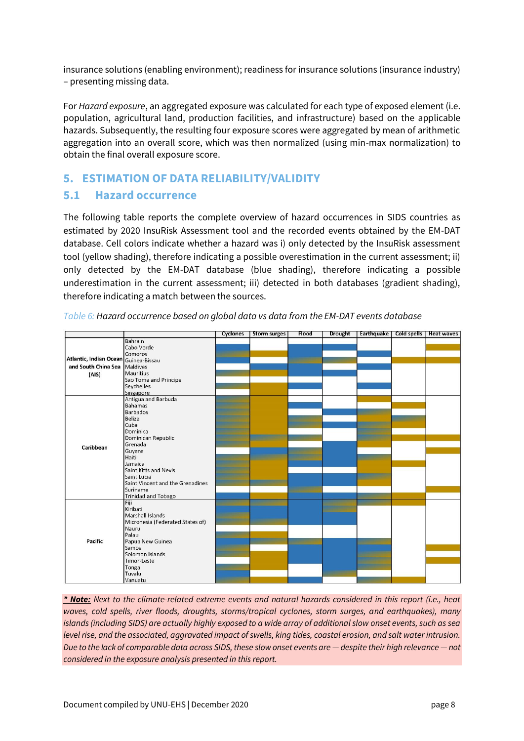insurance solutions (enabling environment); readiness for insurance solutions (insurance industry) – presenting missing data.

For *Hazard exposure*, an aggregated exposure was calculated for each type of exposed element (i.e. population, agricultural land, production facilities, and infrastructure) based on the applicable hazards. Subsequently, the resulting four exposure scores were aggregated by mean of arithmetic aggregation into an overall score, which was then normalized (using min-max normalization) to obtain the final overall exposure score.

## 5. ESTIMATION OF DATA RELIABILITY/VALIDITY

### 5.1 Hazard occurrence

The following table reports the complete overview of hazard occurrences in SIDS countries as estimated by 2020 InsuRisk Assessment tool and the recorded events obtained by the EM-DAT database. Cell colors indicate whether a hazard was i) only detected by the InsuRisk assessment tool (yellow shading), therefore indicating a possible overestimation in the current assessment; ii) only detected by the EM-DAT database (blue shading), therefore indicating a possible underestimation in the current assessment; iii) detected in both databases (gradient shading), therefore indicating a match between the sources.

*Table 6: Hazard occurrence based on global data vs data from the EM-DAT events database*

| | | Cyclones | Storm surges | Flood | Drought | Earthquake | Cold spells | Heat waves |
|---|---|---|---|---|---|---|---|---|
| Atlantic, Indian Ocean and South China Sea (AIS) | Bahrain | | | | | | | |
| | Cabo Verde | Blue | | Blue | Blue | | | Yellow |
| | Comoros | Gradient | Yellow | Blue | | Blue | | |
| | Guinea-Bissau | Blue | | Gradient | Gradient | | Yellow | Yellow |
| | Maldives | | Blue | Blue | | Blue | | |
| | Mauritius | Gradient | Yellow | Blue | Blue | | | |
| | Sao Tome and Principe | | | | | | | |
| | Seychelles | Gradient | Yellow | Blue | | Blue | | |
| | Singapore | | Yellow | Blue | | | | |
| Caribbean | Antigua and Barbuda | Gradient | Yellow | | | Yellow | | |
| | Bahamas | Gradient | Yellow | Blue | | | Yellow | |
| | Barbados | Gradient | Yellow | | Blue | Gradient | | |
| | Belize | Gradient | Yellow | Gradient | | Yellow | Gradient | |
| | Cuba | Gradient | Yellow | Blue | Blue | Gradient | Yellow | |
| | Dominica | Gradient | Yellow | | | Gradient | | |
| | Dominican Republic | Gradient | Gradient | Gradient | | Gradient | Yellow | Yellow |
| | Grenada | Gradient | Yellow | | Blue | Yellow | | |
| | Guyana | | Blue | Gradient | Blue | | | Yellow |
| | Haiti | Gradient | Gradient | Gradient | Blue | Gradient | | |
| | Jamaica | Gradient | Yellow | Blue | Blue | Yellow | Yellow | |
| | Saint Kitts and Nevis | Gradient | Yellow | | | Yellow | | |
| | Saint Lucia | Gradient | Yellow | Blue | Blue | Gradient | | |
| | Saint Vincent and the Grenadines | Gradient | Gradient | Blue | Blue | Yellow | | |
| | Suriname | | | Gradient | | | | Yellow |
| | Trinidad and Tobago | Blue | Yellow | Blue | Blue | Gradient | Yellow | |
| Pacific | Fiji | Gradient | Gradient | Blue | Gradient | Gradient | Yellow | |
| | Kiribati | Blue | Blue | Blue | Gradient | | | |
| | Marshall Islands | Gradient | Blue | Blue | Blue | | | |
| | Micronesia (Federated States of) | Gradient | Gradient | Blue | Blue | | | |
| | Nauru | | | | | | | |
| | Palau | Gradient | Yellow | | | | | |
| | Papua New Guinea | Blue | Gradient | Gradient | Blue | Gradient | | |
| | Samoa | Gradient | | Blue | Blue | Blue | | Yellow |
| | Solomon Islands | Gradient | Yellow | Blue | Blue | Gradient | | |
| | Timor-Leste | | Yellow | Blue | Blue | Gradient | | Yellow |
| | Tonga | Gradient | Yellow | | Blue | Gradient | | |
| | Tuvalu | Gradient | | | Gradient | | | |
| | Vanuatu | Gradient | Yellow | Blue | | Gradient | Yellow | |

***\* Note:*** *Next to the climate-related extreme events and natural hazards considered in this report (i.e., heat waves, cold spells, river floods, droughts, storms/tropical cyclones, storm surges, and earthquakes), many islands (including SIDS) are actually highly exposed to a wide array of additional slow onset events, such as sea level rise, and the associated, aggravated impact of swells, king tides, coastal erosion, and salt water intrusion. Due to the lack of comparable data across SIDS, these slow onset events are — despite their high relevance — not considered in the exposure analysis presented in this report.*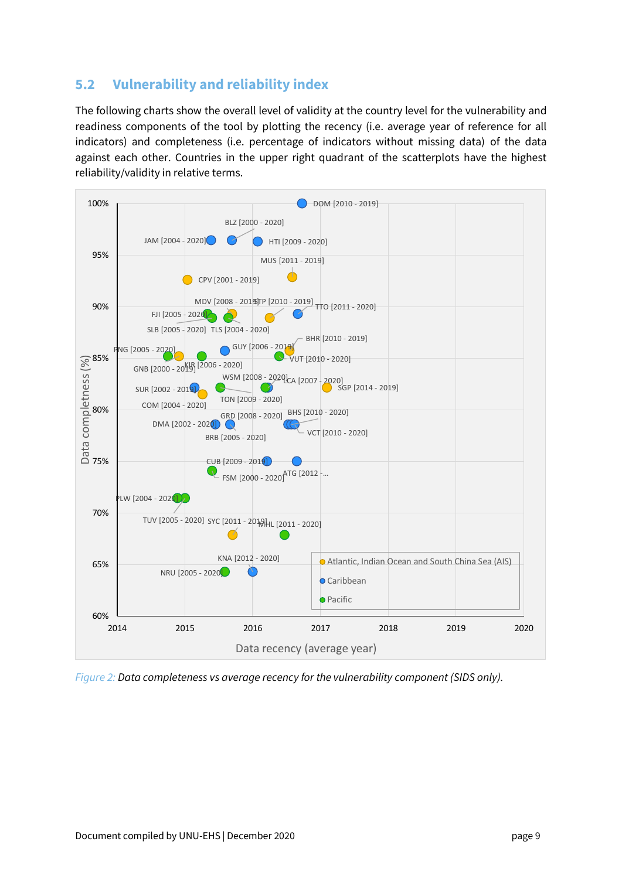## 5.2 Vulnerability and reliability index

The following charts show the overall level of validity at the country level for the vulnerability and readiness components of the tool by plotting the recency (i.e. average year of reference for all indicators) and completeness (i.e. percentage of indicators without missing data) of the data against each other. Countries in the upper right quadrant of the scatterplots have the highest reliability/validity in relative terms.

*Figure 2: Data completeness vs average recency for the vulnerability component (SIDS only).*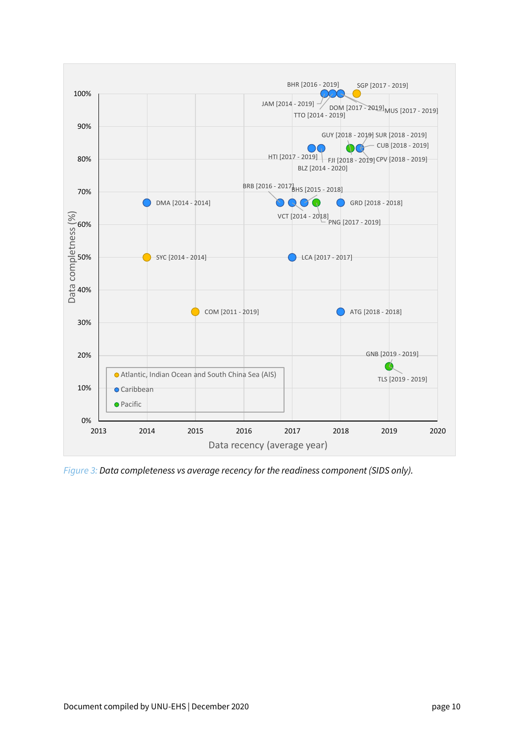Data completeness (%)

100%
90%
80%
70%
60%
50%
40%
30%
20%
10%
0%

2013
2014
2015
2016
2017
2018
2019
2020

Data recency (average year)

BHR [2016 - 2019]
SGP [2017 - 2019]
JAM [2014 - 2019]
DOM [2017 - 2019]
MUS [2017 - 2019]
TTO [2014 - 2019]
GUY [2018 - 2019]
SUR [2018 - 2019]
CUB [2018 - 2019]
HTI [2017 - 2019]
FJI [2018 - 2019]
CPV [2018 - 2019]
BLZ [2014 - 2020]
BRB [2016 - 2017]
BHS [2015 - 2018]
DMA [2014 - 2014]
GRD [2018 - 2018]
VCT [2014 - 2018]
PNG [2017 - 2019]
SYC [2014 - 2014]
LCA [2017 - 2017]
COM [2011 - 2019]
ATG [2018 - 2018]
GNB [2019 - 2019]
TLS [2019 - 2019]

Atlantic, Indian Ocean and South China Sea (AIS)
Caribbean
Pacific

*Figure 3: Data completeness vs average recency for the readiness component (SIDS only).*

Document compiled by UNU-EHS | December 2020